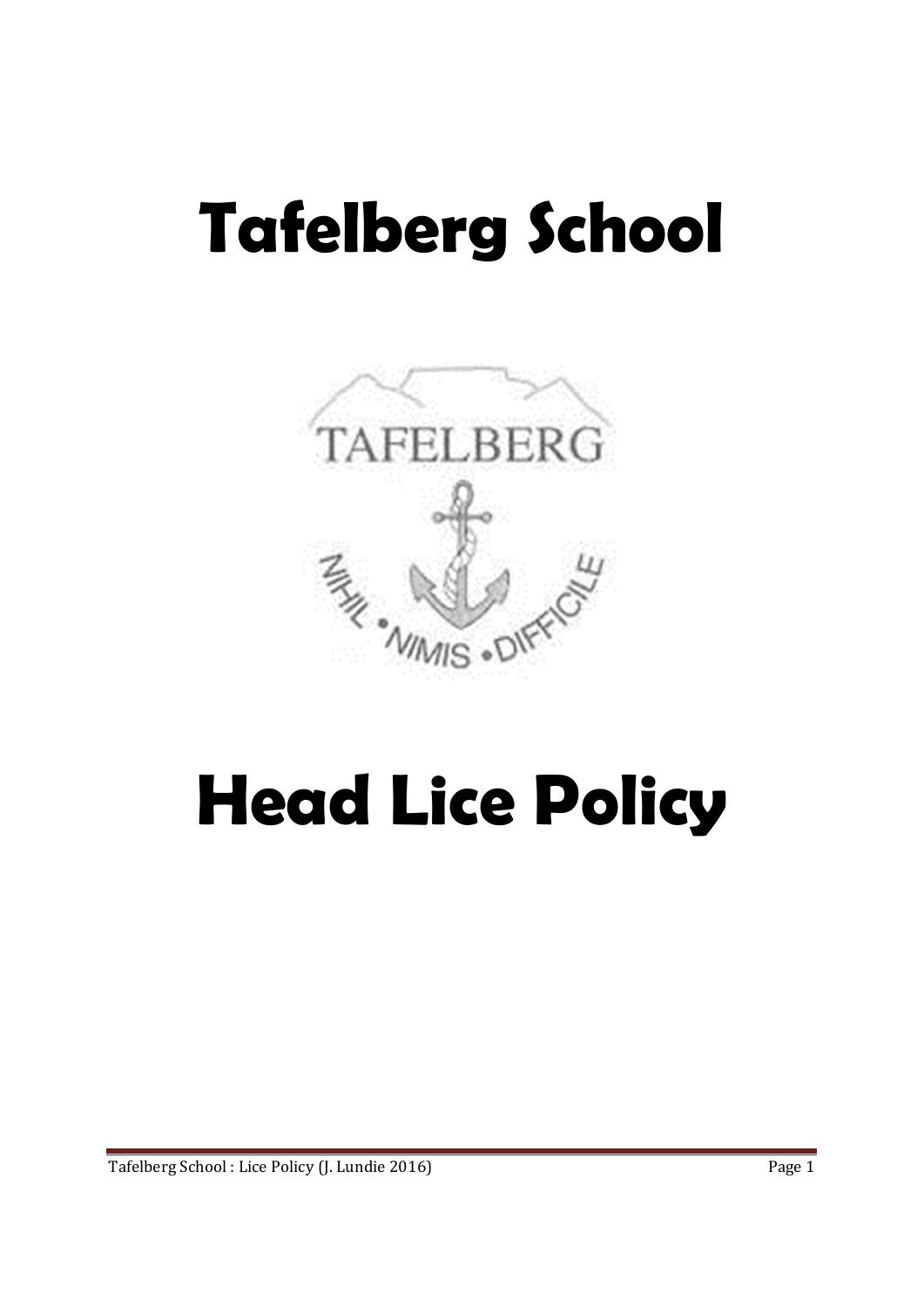# Tafelberg School

TAFELBERG

NIHIL • NIMIS • DIFFICILE

# Head Lice Policy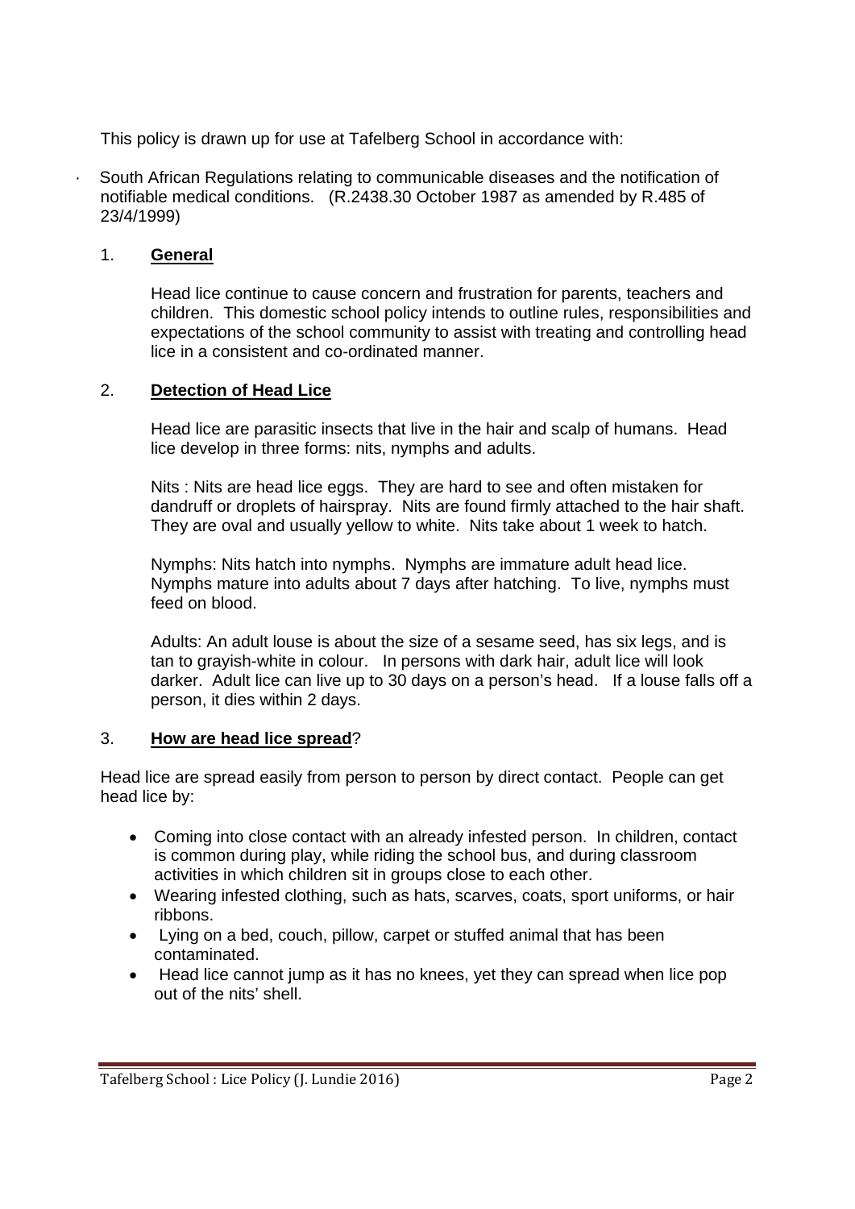This policy is drawn up for use at Tafelberg School in accordance with:

- South African Regulations relating to communicable diseases and the notification of notifiable medical conditions. (R.2438.30 October 1987 as amended by R.485 of 23/4/1999)

1. **General**

   Head lice continue to cause concern and frustration for parents, teachers and children. This domestic school policy intends to outline rules, responsibilities and expectations of the school community to assist with treating and controlling head lice in a consistent and co-ordinated manner.

2. **Detection of Head Lice**

   Head lice are parasitic insects that live in the hair and scalp of humans. Head lice develop in three forms: nits, nymphs and adults.

   Nits : Nits are head lice eggs. They are hard to see and often mistaken for dandruff or droplets of hairspray. Nits are found firmly attached to the hair shaft. They are oval and usually yellow to white. Nits take about 1 week to hatch.

   Nymphs: Nits hatch into nymphs. Nymphs are immature adult head lice. Nymphs mature into adults about 7 days after hatching. To live, nymphs must feed on blood.

   Adults: An adult louse is about the size of a sesame seed, has six legs, and is tan to grayish-white in colour. In persons with dark hair, adult lice will look darker. Adult lice can live up to 30 days on a person's head. If a louse falls off a person, it dies within 2 days.

3. **How are head lice spread**?

Head lice are spread easily from person to person by direct contact. People can get head lice by:

- Coming into close contact with an already infested person. In children, contact is common during play, while riding the school bus, and during classroom activities in which children sit in groups close to each other.
- Wearing infested clothing, such as hats, scarves, coats, sport uniforms, or hair ribbons.
- Lying on a bed, couch, pillow, carpet or stuffed animal that has been contaminated.
- Head lice cannot jump as it has no knees, yet they can spread when lice pop out of the nits' shell.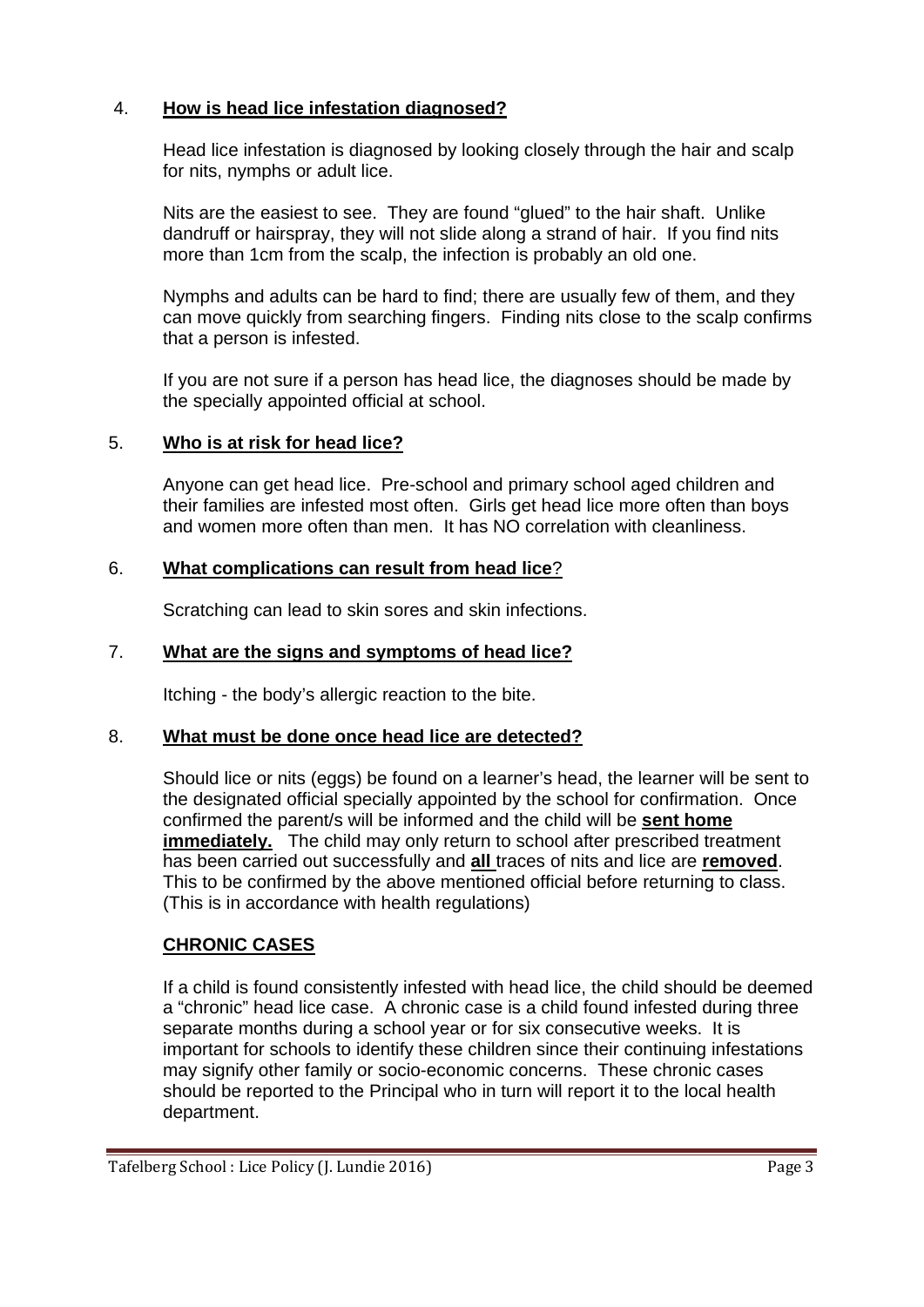4. **How is head lice infestation diagnosed?**

Head lice infestation is diagnosed by looking closely through the hair and scalp for nits, nymphs or adult lice.

Nits are the easiest to see. They are found "glued" to the hair shaft. Unlike dandruff or hairspray, they will not slide along a strand of hair. If you find nits more than 1cm from the scalp, the infection is probably an old one.

Nymphs and adults can be hard to find; there are usually few of them, and they can move quickly from searching fingers. Finding nits close to the scalp confirms that a person is infested.

If you are not sure if a person has head lice, the diagnoses should be made by the specially appointed official at school.

5. **Who is at risk for head lice?**

Anyone can get head lice. Pre-school and primary school aged children and their families are infested most often. Girls get head lice more often than boys and women more often than men. It has NO correlation with cleanliness.

6. **What complications can result from head lice**?

Scratching can lead to skin sores and skin infections.

7. **What are the signs and symptoms of head lice?**

Itching - the body's allergic reaction to the bite.

8. **What must be done once head lice are detected?**

Should lice or nits (eggs) be found on a learner's head, the learner will be sent to the designated official specially appointed by the school for confirmation. Once confirmed the parent/s will be informed and the child will be **sent home immediately.** The child may only return to school after prescribed treatment has been carried out successfully and **all** traces of nits and lice are **removed**. This to be confirmed by the above mentioned official before returning to class. (This is in accordance with health regulations)

**CHRONIC CASES**

If a child is found consistently infested with head lice, the child should be deemed a "chronic" head lice case. A chronic case is a child found infested during three separate months during a school year or for six consecutive weeks. It is important for schools to identify these children since their continuing infestations may signify other family or socio-economic concerns. These chronic cases should be reported to the Principal who in turn will report it to the local health department.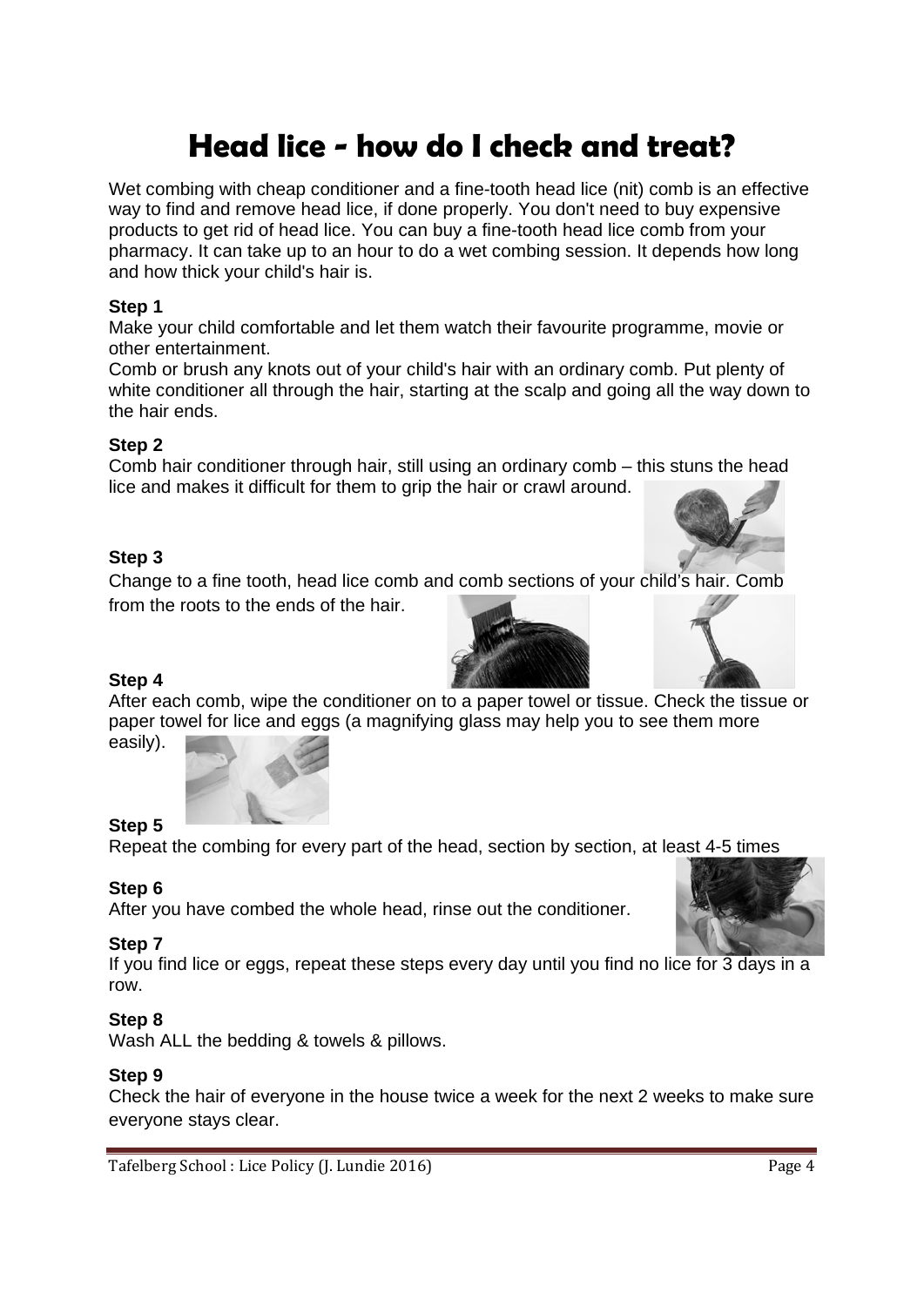# Head lice - how do I check and treat?

Wet combing with cheap conditioner and a fine-tooth head lice (nit) comb is an effective way to find and remove head lice, if done properly. You don't need to buy expensive products to get rid of head lice. You can buy a fine-tooth head lice comb from your pharmacy. It can take up to an hour to do a wet combing session. It depends how long and how thick your child's hair is.

**Step 1**

Make your child comfortable and let them watch their favourite programme, movie or other entertainment.

Comb or brush any knots out of your child's hair with an ordinary comb. Put plenty of white conditioner all through the hair, starting at the scalp and going all the way down to the hair ends.

**Step 2**

Comb hair conditioner through hair, still using an ordinary comb – this stuns the head lice and makes it difficult for them to grip the hair or crawl around.

**Step 3**

Change to a fine tooth, head lice comb and comb sections of your child's hair. Comb from the roots to the ends of the hair.

**Step 4**

After each comb, wipe the conditioner on to a paper towel or tissue. Check the tissue or paper towel for lice and eggs (a magnifying glass may help you to see them more easily).

**Step 5**

Repeat the combing for every part of the head, section by section, at least 4-5 times

**Step 6**

After you have combed the whole head, rinse out the conditioner.

**Step 7**

If you find lice or eggs, repeat these steps every day until you find no lice for 3 days in a row.

**Step 8**

Wash ALL the bedding & towels & pillows.

**Step 9**

Check the hair of everyone in the house twice a week for the next 2 weeks to make sure everyone stays clear.